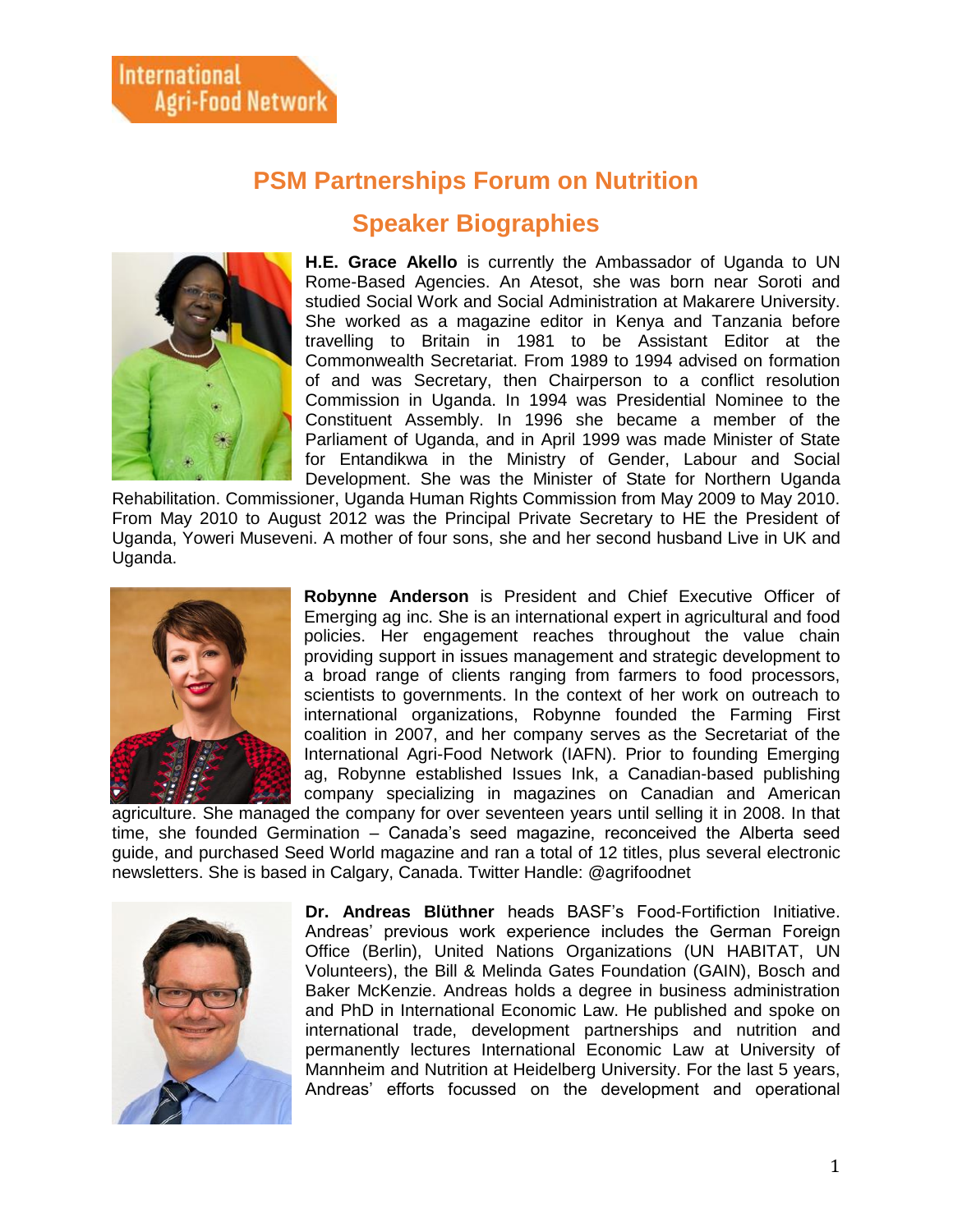International Agri-Food Network

# PSM Partnerships Forum on Nutrition

## Speaker Biographies

**H.E. Grace Akello** is currently the Ambassador of Uganda to UN Rome-Based Agencies. An Atesot, she was born near Soroti and studied Social Work and Social Administration at Makarere University. She worked as a magazine editor in Kenya and Tanzania before travelling to Britain in 1981 to be Assistant Editor at the Commonwealth Secretariat. From 1989 to 1994 advised on formation of and was Secretary, then Chairperson to a conflict resolution Commission in Uganda. In 1994 was Presidential Nominee to the Constituent Assembly. In 1996 she became a member of the Parliament of Uganda, and in April 1999 was made Minister of State for Entandikwa in the Ministry of Gender, Labour and Social Development. She was the Minister of State for Northern Uganda Rehabilitation. Commissioner, Uganda Human Rights Commission from May 2009 to May 2010. From May 2010 to August 2012 was the Principal Private Secretary to HE the President of Uganda, Yoweri Museveni. A mother of four sons, she and her second husband Live in UK and Uganda.

**Robynne Anderson** is President and Chief Executive Officer of Emerging ag inc. She is an international expert in agricultural and food policies. Her engagement reaches throughout the value chain providing support in issues management and strategic development to a broad range of clients ranging from farmers to food processors, scientists to governments. In the context of her work on outreach to international organizations, Robynne founded the Farming First coalition in 2007, and her company serves as the Secretariat of the International Agri-Food Network (IAFN). Prior to founding Emerging ag, Robynne established Issues Ink, a Canadian-based publishing company specializing in magazines on Canadian and American agriculture. She managed the company for over seventeen years until selling it in 2008. In that time, she founded Germination – Canada's seed magazine, reconceived the Alberta seed guide, and purchased Seed World magazine and ran a total of 12 titles, plus several electronic newsletters. She is based in Calgary, Canada. Twitter Handle: @agrifoodnet

**Dr. Andreas Blüthner** heads BASF's Food-Fortifiction Initiative. Andreas' previous work experience includes the German Foreign Office (Berlin), United Nations Organizations (UN HABITAT, UN Volunteers), the Bill & Melinda Gates Foundation (GAIN), Bosch and Baker McKenzie. Andreas holds a degree in business administration and PhD in International Economic Law. He published and spoke on international trade, development partnerships and nutrition and permanently lectures International Economic Law at University of Mannheim and Nutrition at Heidelberg University. For the last 5 years, Andreas' efforts focussed on the development and operational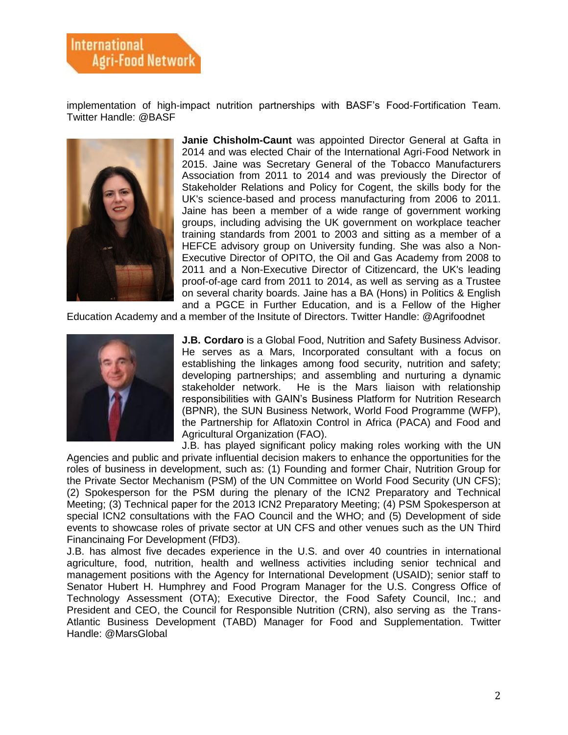implementation of high-impact nutrition partnerships with BASF's Food-Fortification Team. Twitter Handle: @BASF

**Janie Chisholm-Caunt** was appointed Director General at Gafta in 2014 and was elected Chair of the International Agri-Food Network in 2015. Jaine was Secretary General of the Tobacco Manufacturers Association from 2011 to 2014 and was previously the Director of Stakeholder Relations and Policy for Cogent, the skills body for the UK's science-based and process manufacturing from 2006 to 2011. Jaine has been a member of a wide range of government working groups, including advising the UK government on workplace teacher training standards from 2001 to 2003 and sitting as a member of a HEFCE advisory group on University funding. She was also a Non-Executive Director of OPITO, the Oil and Gas Academy from 2008 to 2011 and a Non-Executive Director of Citizencard, the UK's leading proof-of-age card from 2011 to 2014, as well as serving as a Trustee on several charity boards. Jaine has a BA (Hons) in Politics & English and a PGCE in Further Education, and is a Fellow of the Higher Education Academy and a member of the Insitute of Directors. Twitter Handle: @Agrifoodnet

**J.B. Cordaro** is a Global Food, Nutrition and Safety Business Advisor. He serves as a Mars, Incorporated consultant with a focus on establishing the linkages among food security, nutrition and safety; developing partnerships; and assembling and nurturing a dynamic stakeholder network. He is the Mars liaison with relationship responsibilities with GAIN's Business Platform for Nutrition Research (BPNR), the SUN Business Network, World Food Programme (WFP), the Partnership for Aflatoxin Control in Africa (PACA) and Food and Agricultural Organization (FAO).

J.B. has played significant policy making roles working with the UN Agencies and public and private influential decision makers to enhance the opportunities for the roles of business in development, such as: (1) Founding and former Chair, Nutrition Group for the Private Sector Mechanism (PSM) of the UN Committee on World Food Security (UN CFS); (2) Spokesperson for the PSM during the plenary of the ICN2 Preparatory and Technical Meeting; (3) Technical paper for the 2013 ICN2 Preparatory Meeting; (4) PSM Spokesperson at special ICN2 consultations with the FAO Council and the WHO; and (5) Development of side events to showcase roles of private sector at UN CFS and other venues such as the UN Third Financinaing For Development (FfD3).

J.B. has almost five decades experience in the U.S. and over 40 countries in international agriculture, food, nutrition, health and wellness activities including senior technical and management positions with the Agency for International Development (USAID); senior staff to Senator Hubert H. Humphrey and Food Program Manager for the U.S. Congress Office of Technology Assessment (OTA); Executive Director, the Food Safety Council, Inc.; and President and CEO, the Council for Responsible Nutrition (CRN), also serving as the Trans-Atlantic Business Development (TABD) Manager for Food and Supplementation. Twitter Handle: @MarsGlobal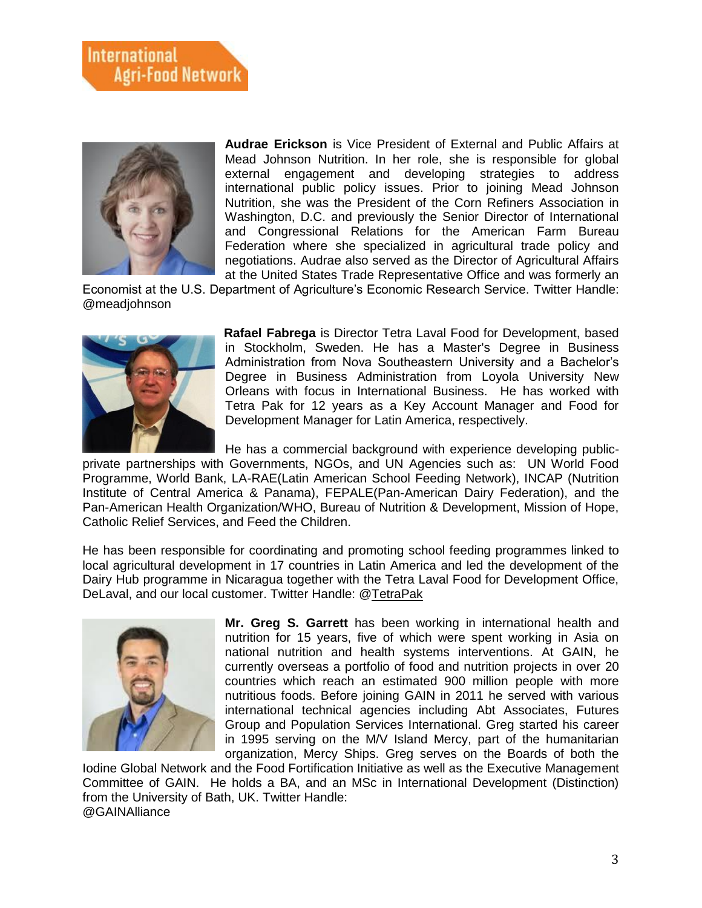**Audrae Erickson** is Vice President of External and Public Affairs at Mead Johnson Nutrition. In her role, she is responsible for global external engagement and developing strategies to address international public policy issues. Prior to joining Mead Johnson Nutrition, she was the President of the Corn Refiners Association in Washington, D.C. and previously the Senior Director of International and Congressional Relations for the American Farm Bureau Federation where she specialized in agricultural trade policy and negotiations. Audrae also served as the Director of Agricultural Affairs at the United States Trade Representative Office and was formerly an Economist at the U.S. Department of Agriculture's Economic Research Service. Twitter Handle: @meadjohnson

**Rafael Fabrega** is Director Tetra Laval Food for Development, based in Stockholm, Sweden. He has a Master's Degree in Business Administration from Nova Southeastern University and a Bachelor's Degree in Business Administration from Loyola University New Orleans with focus in International Business. He has worked with Tetra Pak for 12 years as a Key Account Manager and Food for Development Manager for Latin America, respectively.

He has a commercial background with experience developing public-private partnerships with Governments, NGOs, and UN Agencies such as: UN World Food Programme, World Bank, LA-RAE(Latin American School Feeding Network), INCAP (Nutrition Institute of Central America & Panama), FEPALE(Pan-American Dairy Federation), and the Pan-American Health Organization/WHO, Bureau of Nutrition & Development, Mission of Hope, Catholic Relief Services, and Feed the Children.

He has been responsible for coordinating and promoting school feeding programmes linked to local agricultural development in 17 countries in Latin America and led the development of the Dairy Hub programme in Nicaragua together with the Tetra Laval Food for Development Office, DeLaval, and our local customer. Twitter Handle: @TetraPak

**Mr. Greg S. Garrett** has been working in international health and nutrition for 15 years, five of which were spent working in Asia on national nutrition and health systems interventions. At GAIN, he currently overseas a portfolio of food and nutrition projects in over 20 countries which reach an estimated 900 million people with more nutritious foods. Before joining GAIN in 2011 he served with various international technical agencies including Abt Associates, Futures Group and Population Services International. Greg started his career in 1995 serving on the M/V Island Mercy, part of the humanitarian organization, Mercy Ships. Greg serves on the Boards of both the Iodine Global Network and the Food Fortification Initiative as well as the Executive Management Committee of GAIN. He holds a BA, and an MSc in International Development (Distinction) from the University of Bath, UK. Twitter Handle: @GAINAlliance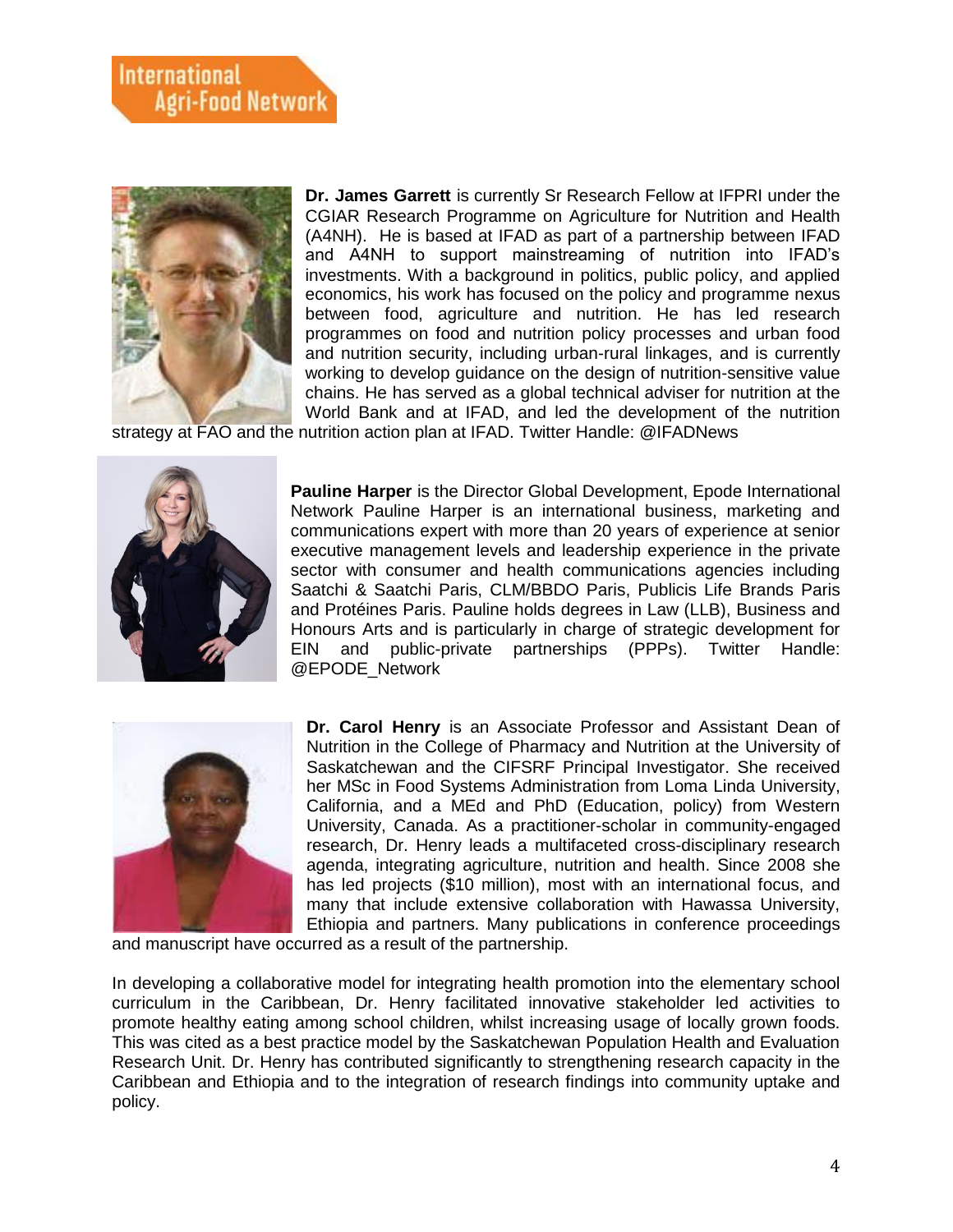**Dr. James Garrett** is currently Sr Research Fellow at IFPRI under the CGIAR Research Programme on Agriculture for Nutrition and Health (A4NH). He is based at IFAD as part of a partnership between IFAD and A4NH to support mainstreaming of nutrition into IFAD's investments. With a background in politics, public policy, and applied economics, his work has focused on the policy and programme nexus between food, agriculture and nutrition. He has led research programmes on food and nutrition policy processes and urban food and nutrition security, including urban-rural linkages, and is currently working to develop guidance on the design of nutrition-sensitive value chains. He has served as a global technical adviser for nutrition at the World Bank and at IFAD, and led the development of the nutrition strategy at FAO and the nutrition action plan at IFAD. Twitter Handle: @IFADNews

**Pauline Harper** is the Director Global Development, Epode International Network Pauline Harper is an international business, marketing and communications expert with more than 20 years of experience at senior executive management levels and leadership experience in the private sector with consumer and health communications agencies including Saatchi & Saatchi Paris, CLM/BBDO Paris, Publicis Life Brands Paris and Protéines Paris. Pauline holds degrees in Law (LLB), Business and Honours Arts and is particularly in charge of strategic development for EIN and public-private partnerships (PPPs). Twitter Handle: @EPODE_Network

**Dr. Carol Henry** is an Associate Professor and Assistant Dean of Nutrition in the College of Pharmacy and Nutrition at the University of Saskatchewan and the CIFSRF Principal Investigator. She received her MSc in Food Systems Administration from Loma Linda University, California, and a MEd and PhD (Education, policy) from Western University, Canada. As a practitioner-scholar in community-engaged research, Dr. Henry leads a multifaceted cross-disciplinary research agenda, integrating agriculture, nutrition and health. Since 2008 she has led projects ($10 million), most with an international focus, and many that include extensive collaboration with Hawassa University, Ethiopia and partners. Many publications in conference proceedings and manuscript have occurred as a result of the partnership.

In developing a collaborative model for integrating health promotion into the elementary school curriculum in the Caribbean, Dr. Henry facilitated innovative stakeholder led activities to promote healthy eating among school children, whilst increasing usage of locally grown foods. This was cited as a best practice model by the Saskatchewan Population Health and Evaluation Research Unit. Dr. Henry has contributed significantly to strengthening research capacity in the Caribbean and Ethiopia and to the integration of research findings into community uptake and policy.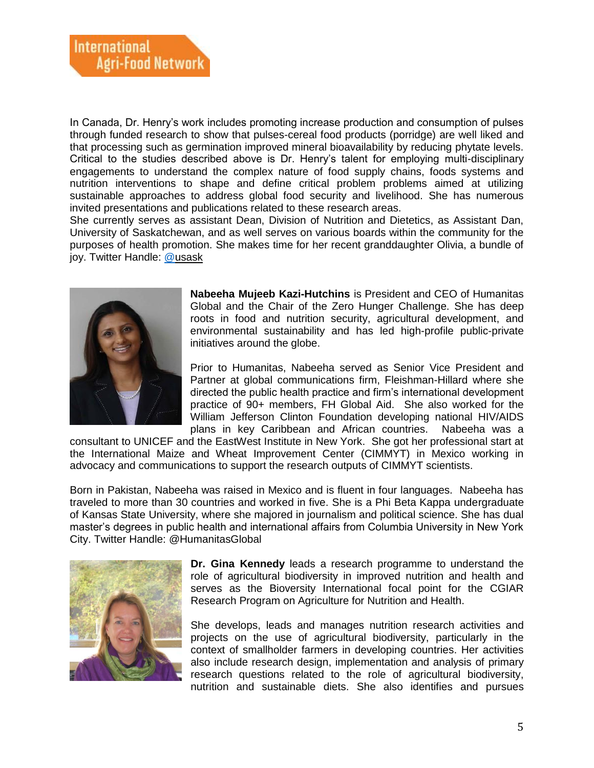In Canada, Dr. Henry's work includes promoting increase production and consumption of pulses through funded research to show that pulses-cereal food products (porridge) are well liked and that processing such as germination improved mineral bioavailability by reducing phytate levels. Critical to the studies described above is Dr. Henry's talent for employing multi-disciplinary engagements to understand the complex nature of food supply chains, foods systems and nutrition interventions to shape and define critical problem problems aimed at utilizing sustainable approaches to address global food security and livelihood. She has numerous invited presentations and publications related to these research areas.

She currently serves as assistant Dean, Division of Nutrition and Dietetics, as Assistant Dan, University of Saskatchewan, and as well serves on various boards within the community for the purposes of health promotion. She makes time for her recent granddaughter Olivia, a bundle of joy. Twitter Handle: @usask

**Nabeeha Mujeeb Kazi-Hutchins** is President and CEO of Humanitas Global and the Chair of the Zero Hunger Challenge. She has deep roots in food and nutrition security, agricultural development, and environmental sustainability and has led high-profile public-private initiatives around the globe.

Prior to Humanitas, Nabeeha served as Senior Vice President and Partner at global communications firm, Fleishman-Hillard where she directed the public health practice and firm's international development practice of 90+ members, FH Global Aid. She also worked for the William Jefferson Clinton Foundation developing national HIV/AIDS plans in key Caribbean and African countries. Nabeeha was a consultant to UNICEF and the EastWest Institute in New York. She got her professional start at the International Maize and Wheat Improvement Center (CIMMYT) in Mexico working in advocacy and communications to support the research outputs of CIMMYT scientists.

Born in Pakistan, Nabeeha was raised in Mexico and is fluent in four languages. Nabeeha has traveled to more than 30 countries and worked in five. She is a Phi Beta Kappa undergraduate of Kansas State University, where she majored in journalism and political science. She has dual master's degrees in public health and international affairs from Columbia University in New York City. Twitter Handle: @HumanitasGlobal

**Dr. Gina Kennedy** leads a research programme to understand the role of agricultural biodiversity in improved nutrition and health and serves as the Bioversity International focal point for the CGIAR Research Program on Agriculture for Nutrition and Health.

She develops, leads and manages nutrition research activities and projects on the use of agricultural biodiversity, particularly in the context of smallholder farmers in developing countries. Her activities also include research design, implementation and analysis of primary research questions related to the role of agricultural biodiversity, nutrition and sustainable diets. She also identifies and pursues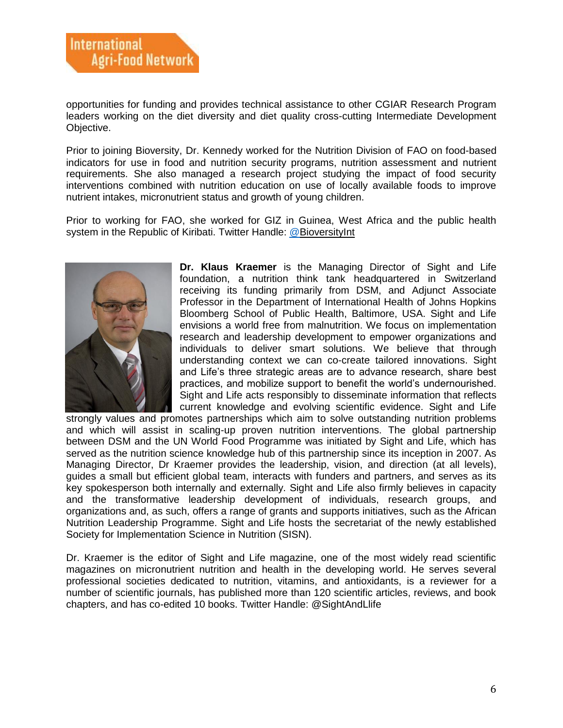opportunities for funding and provides technical assistance to other CGIAR Research Program leaders working on the diet diversity and diet quality cross-cutting Intermediate Development Objective.

Prior to joining Bioversity, Dr. Kennedy worked for the Nutrition Division of FAO on food-based indicators for use in food and nutrition security programs, nutrition assessment and nutrient requirements. She also managed a research project studying the impact of food security interventions combined with nutrition education on use of locally available foods to improve nutrient intakes, micronutrient status and growth of young children.

Prior to working for FAO, she worked for GIZ in Guinea, West Africa and the public health system in the Republic of Kiribati. Twitter Handle: @BioversityInt

**Dr. Klaus Kraemer** is the Managing Director of Sight and Life foundation, a nutrition think tank headquartered in Switzerland receiving its funding primarily from DSM, and Adjunct Associate Professor in the Department of International Health of Johns Hopkins Bloomberg School of Public Health, Baltimore, USA. Sight and Life envisions a world free from malnutrition. We focus on implementation research and leadership development to empower organizations and individuals to deliver smart solutions. We believe that through understanding context we can co-create tailored innovations. Sight and Life's three strategic areas are to advance research, share best practices, and mobilize support to benefit the world's undernourished. Sight and Life acts responsibly to disseminate information that reflects current knowledge and evolving scientific evidence. Sight and Life strongly values and promotes partnerships which aim to solve outstanding nutrition problems and which will assist in scaling-up proven nutrition interventions. The global partnership between DSM and the UN World Food Programme was initiated by Sight and Life, which has served as the nutrition science knowledge hub of this partnership since its inception in 2007. As Managing Director, Dr Kraemer provides the leadership, vision, and direction (at all levels), guides a small but efficient global team, interacts with funders and partners, and serves as its key spokesperson both internally and externally. Sight and Life also firmly believes in capacity and the transformative leadership development of individuals, research groups, and organizations and, as such, offers a range of grants and supports initiatives, such as the African Nutrition Leadership Programme. Sight and Life hosts the secretariat of the newly established Society for Implementation Science in Nutrition (SISN).

Dr. Kraemer is the editor of Sight and Life magazine, one of the most widely read scientific magazines on micronutrient nutrition and health in the developing world. He serves several professional societies dedicated to nutrition, vitamins, and antioxidants, is a reviewer for a number of scientific journals, has published more than 120 scientific articles, reviews, and book chapters, and has co-edited 10 books. Twitter Handle: @SightAndLlife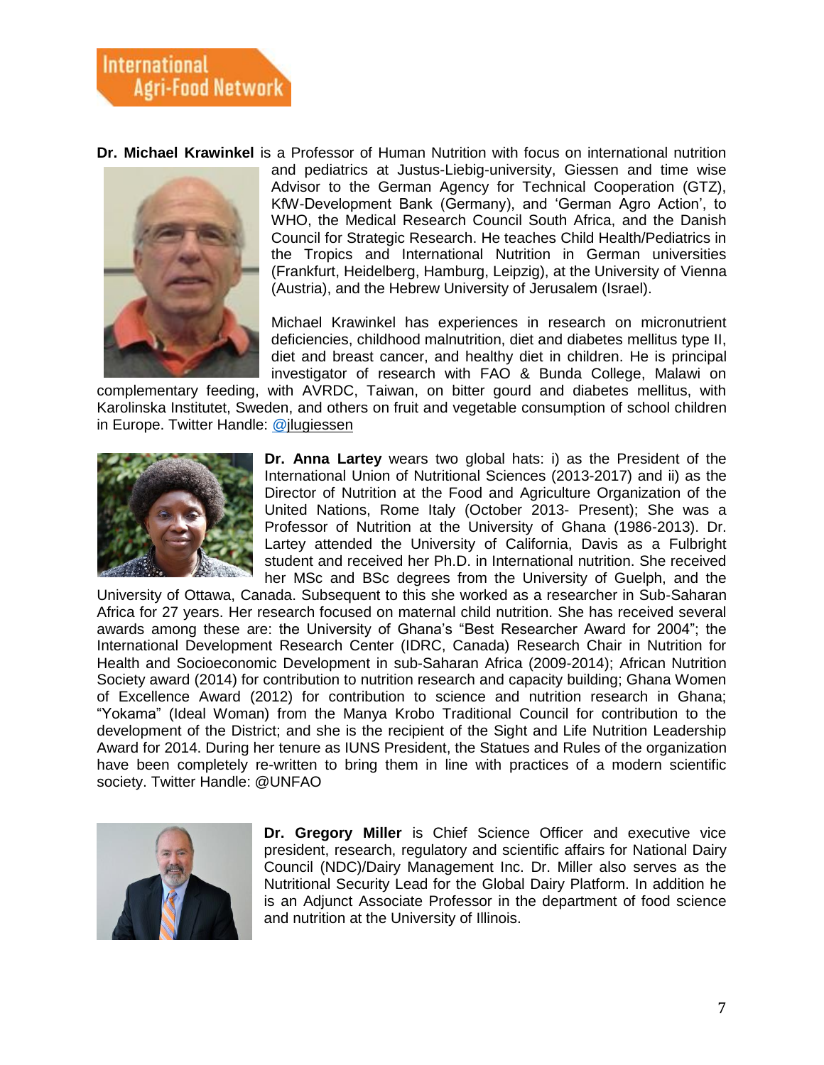**Dr. Michael Krawinkel** is a Professor of Human Nutrition with focus on international nutrition and pediatrics at Justus-Liebig-university, Giessen and time wise Advisor to the German Agency for Technical Cooperation (GTZ), KfW-Development Bank (Germany), and 'German Agro Action', to WHO, the Medical Research Council South Africa, and the Danish Council for Strategic Research. He teaches Child Health/Pediatrics in the Tropics and International Nutrition in German universities (Frankfurt, Heidelberg, Hamburg, Leipzig), at the University of Vienna (Austria), and the Hebrew University of Jerusalem (Israel).

Michael Krawinkel has experiences in research on micronutrient deficiencies, childhood malnutrition, diet and diabetes mellitus type II, diet and breast cancer, and healthy diet in children. He is principal investigator of research with FAO & Bunda College, Malawi on complementary feeding, with AVRDC, Taiwan, on bitter gourd and diabetes mellitus, with Karolinska Institutet, Sweden, and others on fruit and vegetable consumption of school children in Europe. Twitter Handle: @jlugiessen

**Dr. Anna Lartey** wears two global hats: i) as the President of the International Union of Nutritional Sciences (2013-2017) and ii) as the Director of Nutrition at the Food and Agriculture Organization of the United Nations, Rome Italy (October 2013- Present); She was a Professor of Nutrition at the University of Ghana (1986-2013). Dr. Lartey attended the University of California, Davis as a Fulbright student and received her Ph.D. in International nutrition. She received her MSc and BSc degrees from the University of Guelph, and the University of Ottawa, Canada. Subsequent to this she worked as a researcher in Sub-Saharan Africa for 27 years. Her research focused on maternal child nutrition. She has received several awards among these are: the University of Ghana's "Best Researcher Award for 2004"; the International Development Research Center (IDRC, Canada) Research Chair in Nutrition for Health and Socioeconomic Development in sub-Saharan Africa (2009-2014); African Nutrition Society award (2014) for contribution to nutrition research and capacity building; Ghana Women of Excellence Award (2012) for contribution to science and nutrition research in Ghana; "Yokama" (Ideal Woman) from the Manya Krobo Traditional Council for contribution to the development of the District; and she is the recipient of the Sight and Life Nutrition Leadership Award for 2014. During her tenure as IUNS President, the Statues and Rules of the organization have been completely re-written to bring them in line with practices of a modern scientific society. Twitter Handle: @UNFAO

**Dr. Gregory Miller** is Chief Science Officer and executive vice president, research, regulatory and scientific affairs for National Dairy Council (NDC)/Dairy Management Inc. Dr. Miller also serves as the Nutritional Security Lead for the Global Dairy Platform. In addition he is an Adjunct Associate Professor in the department of food science and nutrition at the University of Illinois.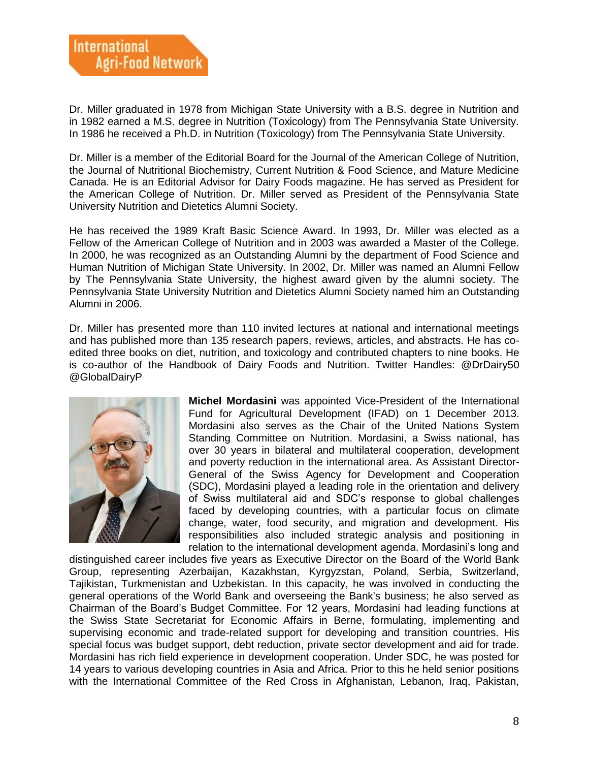Dr. Miller graduated in 1978 from Michigan State University with a B.S. degree in Nutrition and in 1982 earned a M.S. degree in Nutrition (Toxicology) from The Pennsylvania State University. In 1986 he received a Ph.D. in Nutrition (Toxicology) from The Pennsylvania State University.

Dr. Miller is a member of the Editorial Board for the Journal of the American College of Nutrition, the Journal of Nutritional Biochemistry, Current Nutrition & Food Science, and Mature Medicine Canada. He is an Editorial Advisor for Dairy Foods magazine. He has served as President for the American College of Nutrition. Dr. Miller served as President of the Pennsylvania State University Nutrition and Dietetics Alumni Society.

He has received the 1989 Kraft Basic Science Award. In 1993, Dr. Miller was elected as a Fellow of the American College of Nutrition and in 2003 was awarded a Master of the College. In 2000, he was recognized as an Outstanding Alumni by the department of Food Science and Human Nutrition of Michigan State University. In 2002, Dr. Miller was named an Alumni Fellow by The Pennsylvania State University, the highest award given by the alumni society. The Pennsylvania State University Nutrition and Dietetics Alumni Society named him an Outstanding Alumni in 2006.

Dr. Miller has presented more than 110 invited lectures at national and international meetings and has published more than 135 research papers, reviews, articles, and abstracts. He has co-edited three books on diet, nutrition, and toxicology and contributed chapters to nine books. He is co-author of the Handbook of Dairy Foods and Nutrition. Twitter Handles: @DrDairy50 @GlobalDairyP

**Michel Mordasini** was appointed Vice-President of the International Fund for Agricultural Development (IFAD) on 1 December 2013. Mordasini also serves as the Chair of the United Nations System Standing Committee on Nutrition. Mordasini, a Swiss national, has over 30 years in bilateral and multilateral cooperation, development and poverty reduction in the international area. As Assistant Director-General of the Swiss Agency for Development and Cooperation (SDC), Mordasini played a leading role in the orientation and delivery of Swiss multilateral aid and SDC's response to global challenges faced by developing countries, with a particular focus on climate change, water, food security, and migration and development. His responsibilities also included strategic analysis and positioning in relation to the international development agenda. Mordasini's long and distinguished career includes five years as Executive Director on the Board of the World Bank Group, representing Azerbaijan, Kazakhstan, Kyrgyzstan, Poland, Serbia, Switzerland, Tajikistan, Turkmenistan and Uzbekistan. In this capacity, he was involved in conducting the general operations of the World Bank and overseeing the Bank's business; he also served as Chairman of the Board's Budget Committee. For 12 years, Mordasini had leading functions at the Swiss State Secretariat for Economic Affairs in Berne, formulating, implementing and supervising economic and trade-related support for developing and transition countries. His special focus was budget support, debt reduction, private sector development and aid for trade. Mordasini has rich field experience in development cooperation. Under SDC, he was posted for 14 years to various developing countries in Asia and Africa. Prior to this he held senior positions with the International Committee of the Red Cross in Afghanistan, Lebanon, Iraq, Pakistan,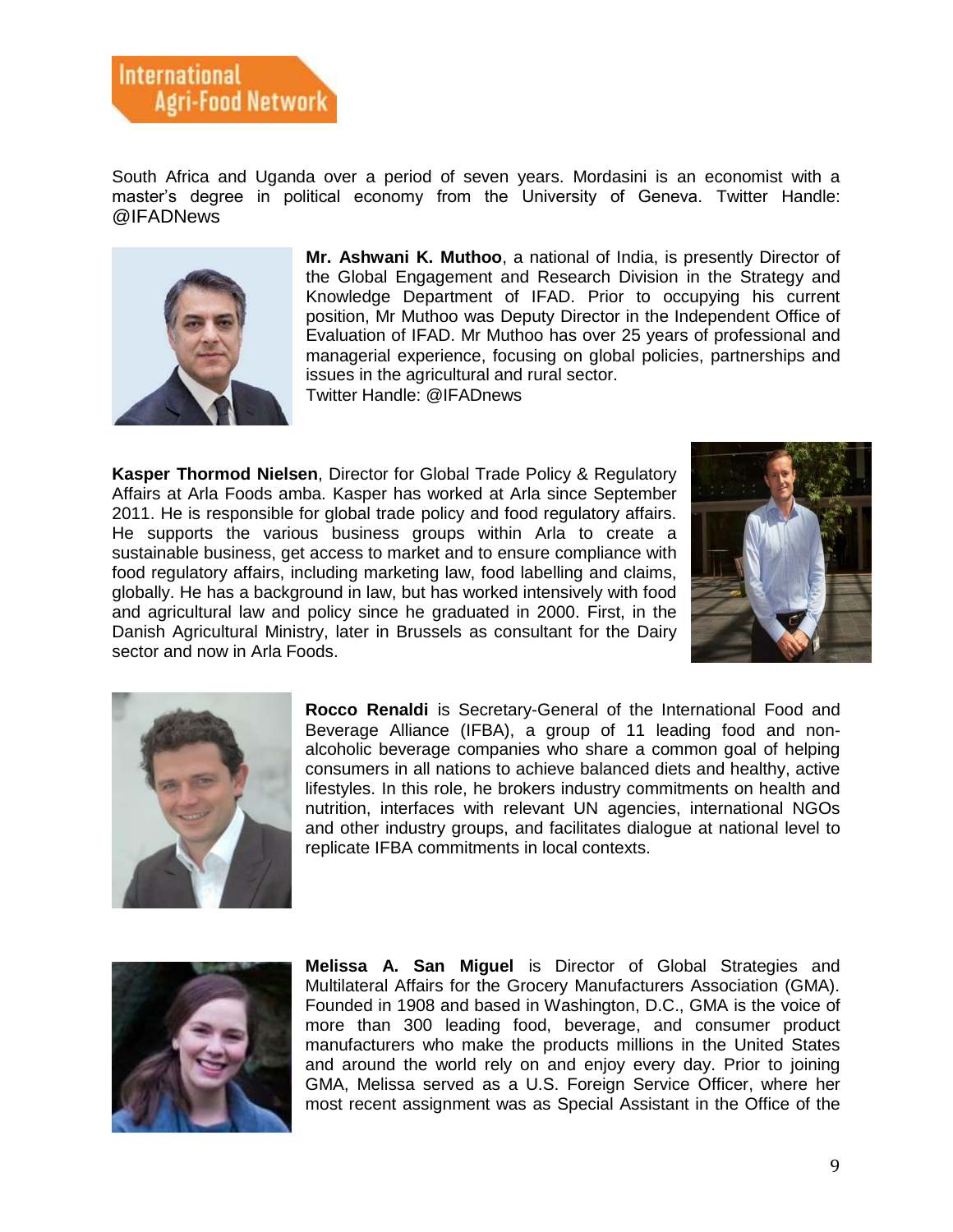South Africa and Uganda over a period of seven years. Mordasini is an economist with a master's degree in political economy from the University of Geneva. Twitter Handle: @IFADNews

**Mr. Ashwani K. Muthoo**, a national of India, is presently Director of the Global Engagement and Research Division in the Strategy and Knowledge Department of IFAD. Prior to occupying his current position, Mr Muthoo was Deputy Director in the Independent Office of Evaluation of IFAD. Mr Muthoo has over 25 years of professional and managerial experience, focusing on global policies, partnerships and issues in the agricultural and rural sector.
Twitter Handle: @IFADnews

**Kasper Thormod Nielsen**, Director for Global Trade Policy & Regulatory Affairs at Arla Foods amba. Kasper has worked at Arla since September 2011. He is responsible for global trade policy and food regulatory affairs. He supports the various business groups within Arla to create a sustainable business, get access to market and to ensure compliance with food regulatory affairs, including marketing law, food labelling and claims, globally. He has a background in law, but has worked intensively with food and agricultural law and policy since he graduated in 2000. First, in the Danish Agricultural Ministry, later in Brussels as consultant for the Dairy sector and now in Arla Foods.

**Rocco Renaldi** is Secretary-General of the International Food and Beverage Alliance (IFBA), a group of 11 leading food and non-alcoholic beverage companies who share a common goal of helping consumers in all nations to achieve balanced diets and healthy, active lifestyles. In this role, he brokers industry commitments on health and nutrition, interfaces with relevant UN agencies, international NGOs and other industry groups, and facilitates dialogue at national level to replicate IFBA commitments in local contexts.

**Melissa A. San Miguel** is Director of Global Strategies and Multilateral Affairs for the Grocery Manufacturers Association (GMA). Founded in 1908 and based in Washington, D.C., GMA is the voice of more than 300 leading food, beverage, and consumer product manufacturers who make the products millions in the United States and around the world rely on and enjoy every day. Prior to joining GMA, Melissa served as a U.S. Foreign Service Officer, where her most recent assignment was as Special Assistant in the Office of the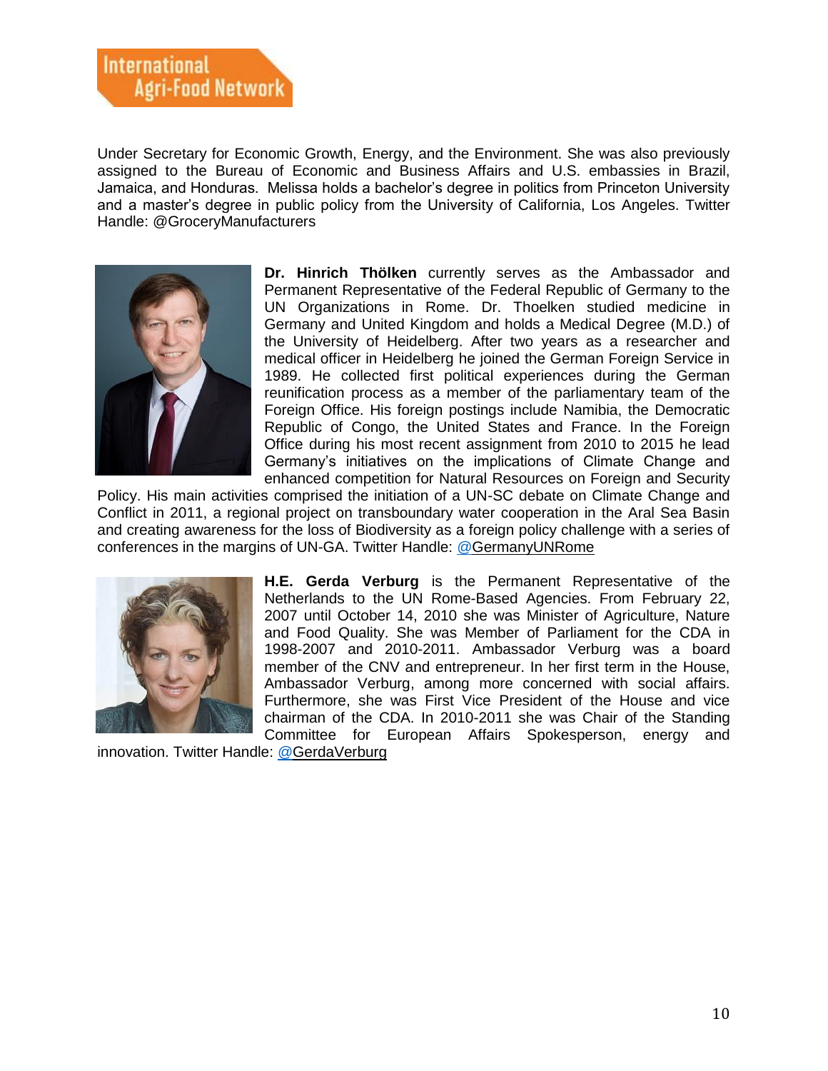Under Secretary for Economic Growth, Energy, and the Environment. She was also previously assigned to the Bureau of Economic and Business Affairs and U.S. embassies in Brazil, Jamaica, and Honduras. Melissa holds a bachelor's degree in politics from Princeton University and a master's degree in public policy from the University of California, Los Angeles. Twitter Handle: @GroceryManufacturers

**Dr. Hinrich Thölken** currently serves as the Ambassador and Permanent Representative of the Federal Republic of Germany to the UN Organizations in Rome. Dr. Thoelken studied medicine in Germany and United Kingdom and holds a Medical Degree (M.D.) of the University of Heidelberg. After two years as a researcher and medical officer in Heidelberg he joined the German Foreign Service in 1989. He collected first political experiences during the German reunification process as a member of the parliamentary team of the Foreign Office. His foreign postings include Namibia, the Democratic Republic of Congo, the United States and France. In the Foreign Office during his most recent assignment from 2010 to 2015 he lead Germany's initiatives on the implications of Climate Change and enhanced competition for Natural Resources on Foreign and Security Policy. His main activities comprised the initiation of a UN-SC debate on Climate Change and Conflict in 2011, a regional project on transboundary water cooperation in the Aral Sea Basin and creating awareness for the loss of Biodiversity as a foreign policy challenge with a series of conferences in the margins of UN-GA. Twitter Handle: @GermanyUNRome

**H.E. Gerda Verburg** is the Permanent Representative of the Netherlands to the UN Rome-Based Agencies. From February 22, 2007 until October 14, 2010 she was Minister of Agriculture, Nature and Food Quality. She was Member of Parliament for the CDA in 1998-2007 and 2010-2011. Ambassador Verburg was a board member of the CNV and entrepreneur. In her first term in the House, Ambassador Verburg, among more concerned with social affairs. Furthermore, she was First Vice President of the House and vice chairman of the CDA. In 2010-2011 she was Chair of the Standing Committee for European Affairs Spokesperson, energy and innovation. Twitter Handle: @GerdaVerburg